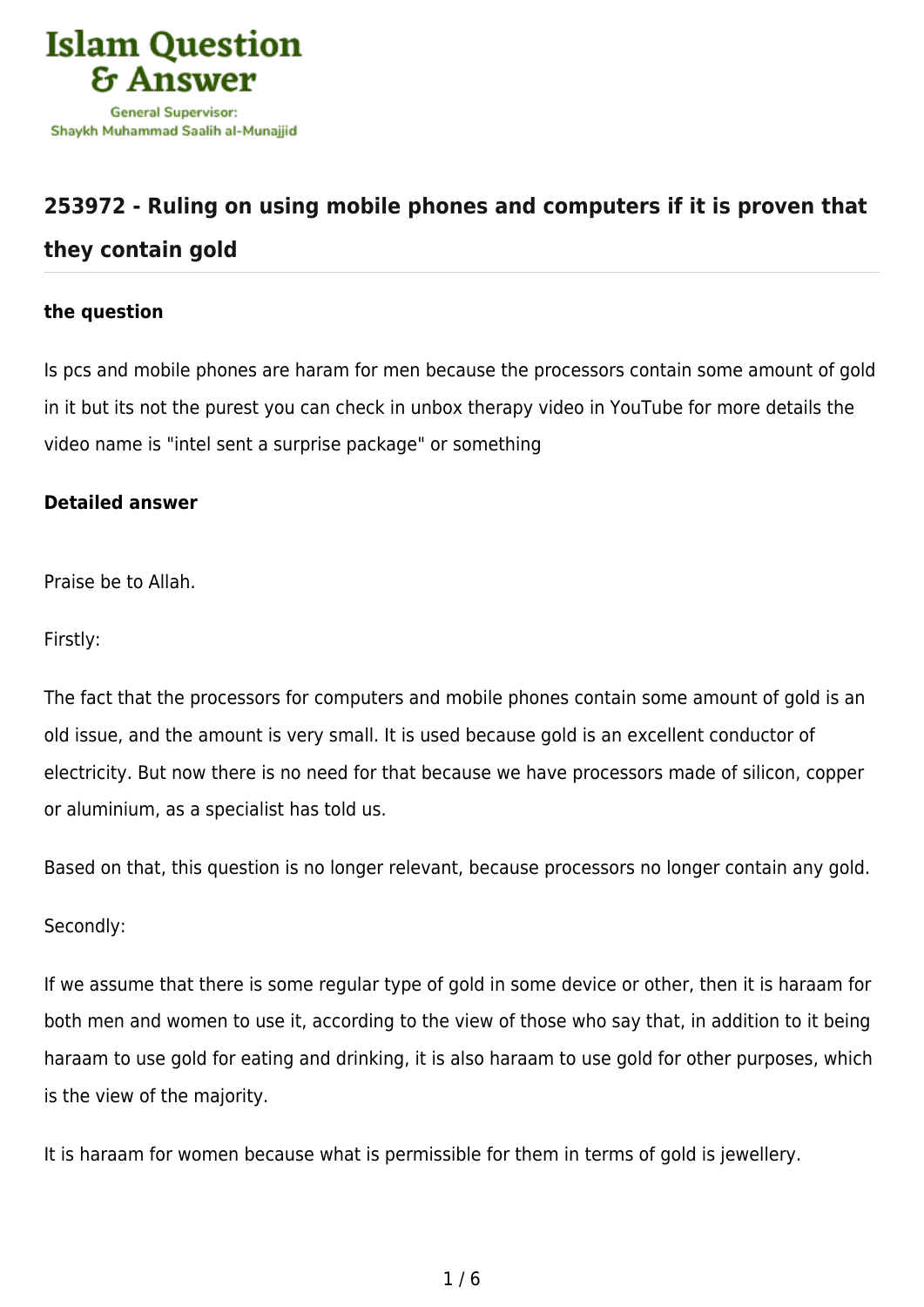Islam Question & Answer

General Supervisor: Shaykh Muhammad Saalih al-Munajjid

## 253972 - Ruling on using mobile phones and computers if it is proven that they contain gold

**the question**

Is pcs and mobile phones are haram for men because the processors contain some amount of gold in it but its not the purest you can check in unbox therapy video in YouTube for more details the video name is "intel sent a surprise package" or something

**Detailed answer**

Praise be to Allah.

Firstly:

The fact that the processors for computers and mobile phones contain some amount of gold is an old issue, and the amount is very small. It is used because gold is an excellent conductor of electricity. But now there is no need for that because we have processors made of silicon, copper or aluminium, as a specialist has told us.

Based on that, this question is no longer relevant, because processors no longer contain any gold.

Secondly:

If we assume that there is some regular type of gold in some device or other, then it is haraam for both men and women to use it, according to the view of those who say that, in addition to it being haraam to use gold for eating and drinking, it is also haraam to use gold for other purposes, which is the view of the majority.

It is haraam for women because what is permissible for them in terms of gold is jewellery.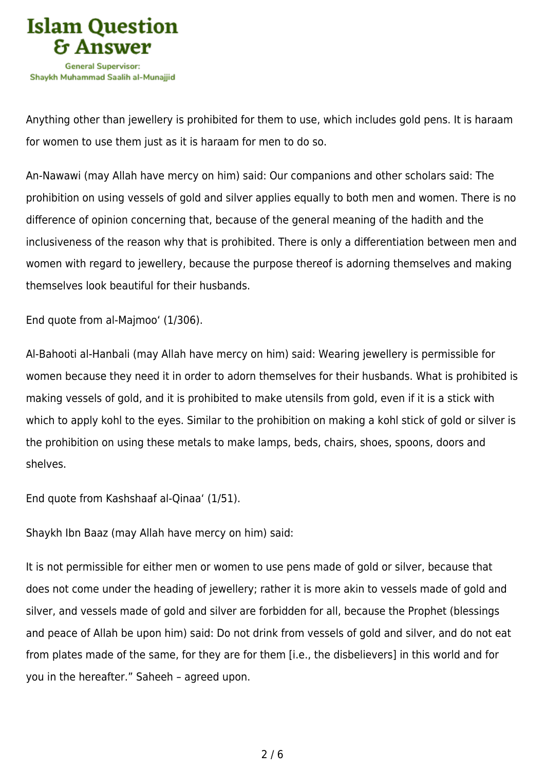Anything other than jewellery is prohibited for them to use, which includes gold pens. It is haraam for women to use them just as it is haraam for men to do so.

An-Nawawi (may Allah have mercy on him) said: Our companions and other scholars said: The prohibition on using vessels of gold and silver applies equally to both men and women. There is no difference of opinion concerning that, because of the general meaning of the hadith and the inclusiveness of the reason why that is prohibited. There is only a differentiation between men and women with regard to jewellery, because the purpose thereof is adorning themselves and making themselves look beautiful for their husbands.

End quote from al-Majmoo‘ (1/306).

Al-Bahooti al-Hanbali (may Allah have mercy on him) said: Wearing jewellery is permissible for women because they need it in order to adorn themselves for their husbands. What is prohibited is making vessels of gold, and it is prohibited to make utensils from gold, even if it is a stick with which to apply kohl to the eyes. Similar to the prohibition on making a kohl stick of gold or silver is the prohibition on using these metals to make lamps, beds, chairs, shoes, spoons, doors and shelves.

End quote from Kashshaaf al-Qinaa‘ (1/51).

Shaykh Ibn Baaz (may Allah have mercy on him) said:

It is not permissible for either men or women to use pens made of gold or silver, because that does not come under the heading of jewellery; rather it is more akin to vessels made of gold and silver, and vessels made of gold and silver are forbidden for all, because the Prophet (blessings and peace of Allah be upon him) said: Do not drink from vessels of gold and silver, and do not eat from plates made of the same, for they are for them [i.e., the disbelievers] in this world and for you in the hereafter.” Saheeh – agreed upon.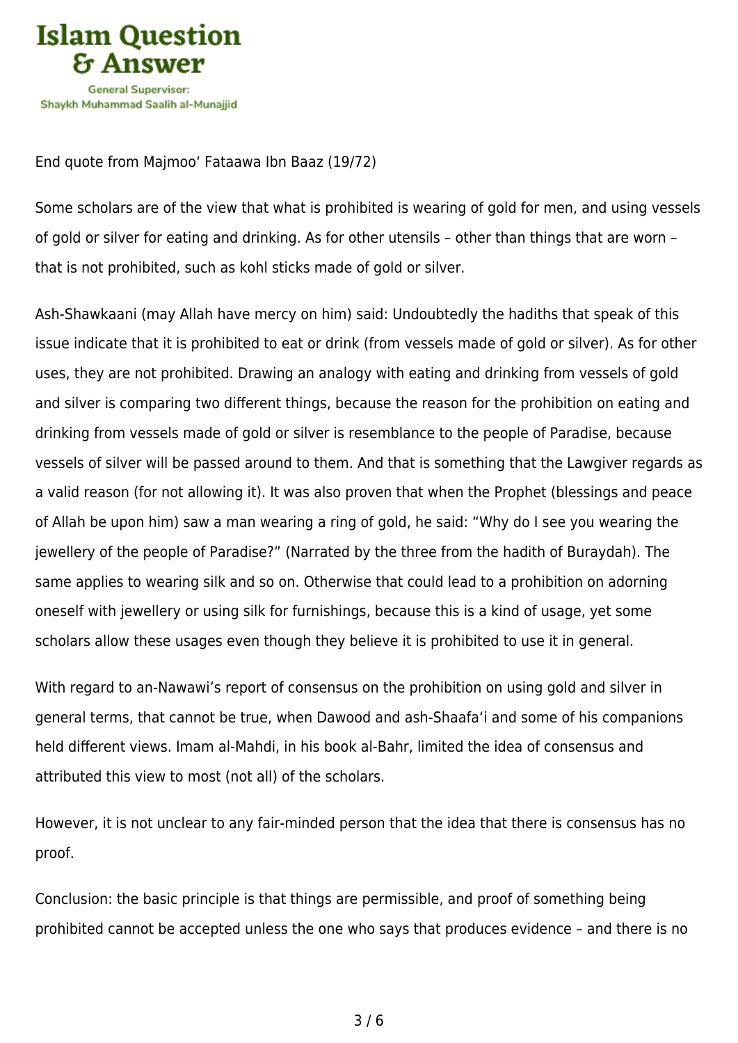End quote from Majmoo' Fataawa Ibn Baaz (19/72)

Some scholars are of the view that what is prohibited is wearing of gold for men, and using vessels of gold or silver for eating and drinking. As for other utensils – other than things that are worn – that is not prohibited, such as kohl sticks made of gold or silver.

Ash-Shawkaani (may Allah have mercy on him) said: Undoubtedly the hadiths that speak of this issue indicate that it is prohibited to eat or drink (from vessels made of gold or silver). As for other uses, they are not prohibited. Drawing an analogy with eating and drinking from vessels of gold and silver is comparing two different things, because the reason for the prohibition on eating and drinking from vessels made of gold or silver is resemblance to the people of Paradise, because vessels of silver will be passed around to them. And that is something that the Lawgiver regards as a valid reason (for not allowing it). It was also proven that when the Prophet (blessings and peace of Allah be upon him) saw a man wearing a ring of gold, he said: "Why do I see you wearing the jewellery of the people of Paradise?" (Narrated by the three from the hadith of Buraydah). The same applies to wearing silk and so on. Otherwise that could lead to a prohibition on adorning oneself with jewellery or using silk for furnishings, because this is a kind of usage, yet some scholars allow these usages even though they believe it is prohibited to use it in general.

With regard to an-Nawawi's report of consensus on the prohibition on using gold and silver in general terms, that cannot be true, when Dawood and ash-Shaafa'i and some of his companions held different views. Imam al-Mahdi, in his book al-Bahr, limited the idea of consensus and attributed this view to most (not all) of the scholars.

However, it is not unclear to any fair-minded person that the idea that there is consensus has no proof.

Conclusion: the basic principle is that things are permissible, and proof of something being prohibited cannot be accepted unless the one who says that produces evidence – and there is no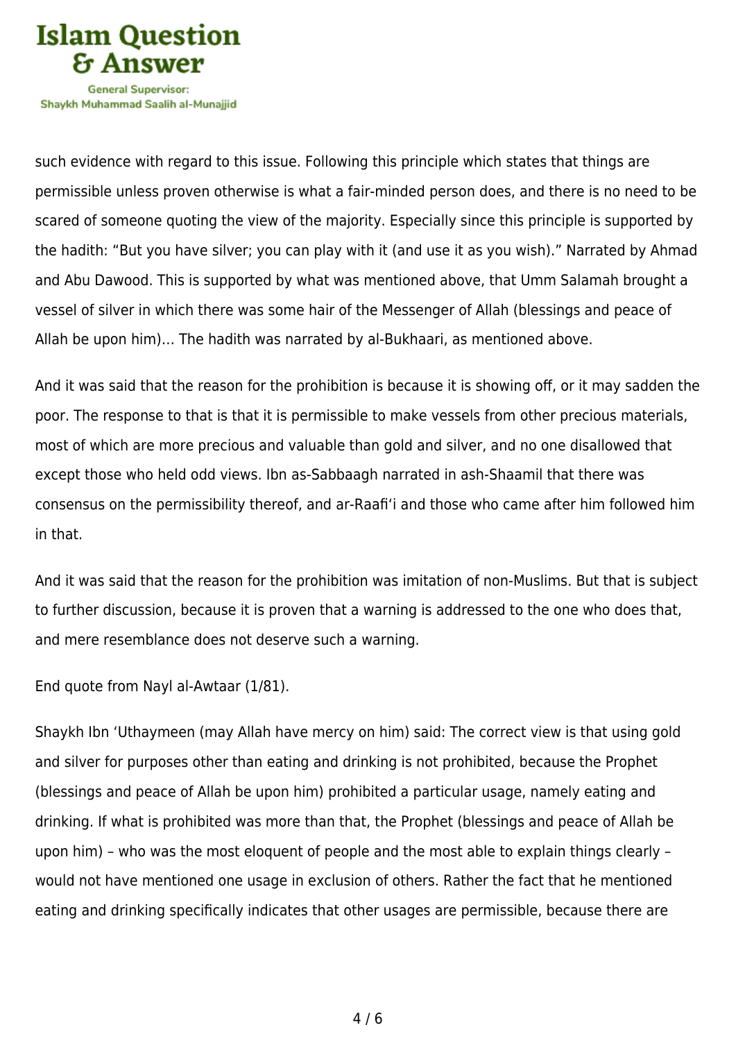such evidence with regard to this issue. Following this principle which states that things are permissible unless proven otherwise is what a fair-minded person does, and there is no need to be scared of someone quoting the view of the majority. Especially since this principle is supported by the hadith: "But you have silver; you can play with it (and use it as you wish)." Narrated by Ahmad and Abu Dawood. This is supported by what was mentioned above, that Umm Salamah brought a vessel of silver in which there was some hair of the Messenger of Allah (blessings and peace of Allah be upon him)… The hadith was narrated by al-Bukhaari, as mentioned above.

And it was said that the reason for the prohibition is because it is showing off, or it may sadden the poor. The response to that is that it is permissible to make vessels from other precious materials, most of which are more precious and valuable than gold and silver, and no one disallowed that except those who held odd views. Ibn as-Sabbaagh narrated in ash-Shaamil that there was consensus on the permissibility thereof, and ar-Raafi'i and those who came after him followed him in that.

And it was said that the reason for the prohibition was imitation of non-Muslims. But that is subject to further discussion, because it is proven that a warning is addressed to the one who does that, and mere resemblance does not deserve such a warning.

End quote from Nayl al-Awtaar (1/81).

Shaykh Ibn 'Uthaymeen (may Allah have mercy on him) said: The correct view is that using gold and silver for purposes other than eating and drinking is not prohibited, because the Prophet (blessings and peace of Allah be upon him) prohibited a particular usage, namely eating and drinking. If what is prohibited was more than that, the Prophet (blessings and peace of Allah be upon him) – who was the most eloquent of people and the most able to explain things clearly – would not have mentioned one usage in exclusion of others. Rather the fact that he mentioned eating and drinking specifically indicates that other usages are permissible, because there are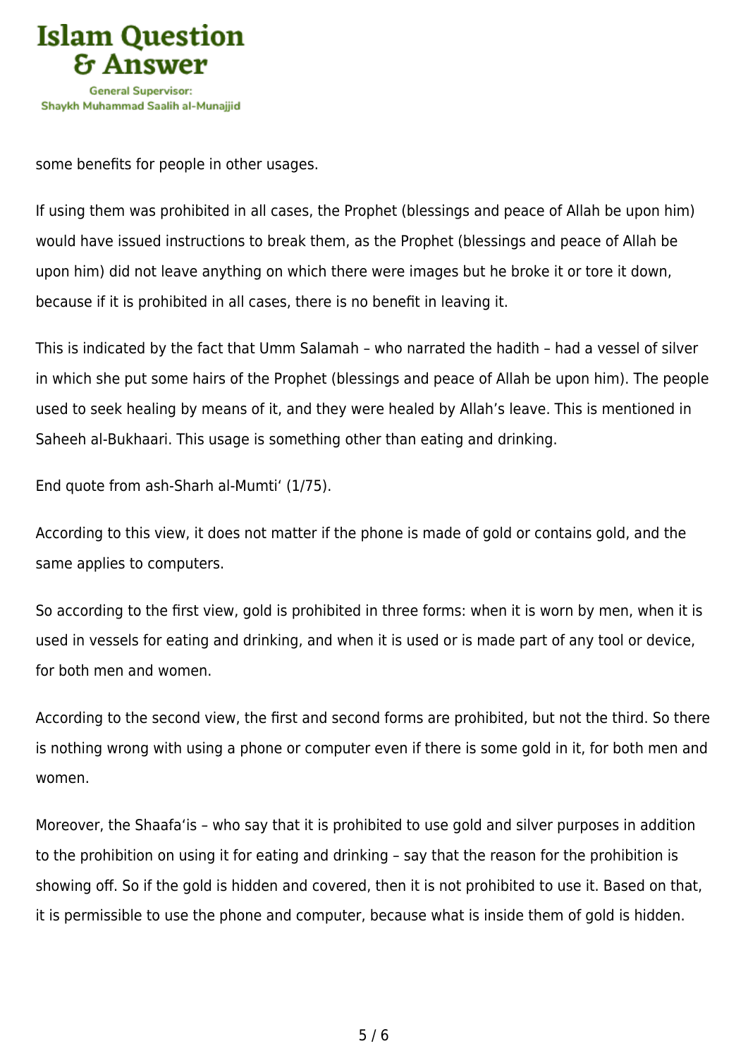some benefits for people in other usages.

If using them was prohibited in all cases, the Prophet (blessings and peace of Allah be upon him) would have issued instructions to break them, as the Prophet (blessings and peace of Allah be upon him) did not leave anything on which there were images but he broke it or tore it down, because if it is prohibited in all cases, there is no benefit in leaving it.

This is indicated by the fact that Umm Salamah – who narrated the hadith – had a vessel of silver in which she put some hairs of the Prophet (blessings and peace of Allah be upon him). The people used to seek healing by means of it, and they were healed by Allah's leave. This is mentioned in Saheeh al-Bukhaari. This usage is something other than eating and drinking.

End quote from ash-Sharh al-Mumti' (1/75).

According to this view, it does not matter if the phone is made of gold or contains gold, and the same applies to computers.

So according to the first view, gold is prohibited in three forms: when it is worn by men, when it is used in vessels for eating and drinking, and when it is used or is made part of any tool or device, for both men and women.

According to the second view, the first and second forms are prohibited, but not the third. So there is nothing wrong with using a phone or computer even if there is some gold in it, for both men and women.

Moreover, the Shaafa'is – who say that it is prohibited to use gold and silver purposes in addition to the prohibition on using it for eating and drinking – say that the reason for the prohibition is showing off. So if the gold is hidden and covered, then it is not prohibited to use it. Based on that, it is permissible to use the phone and computer, because what is inside them of gold is hidden.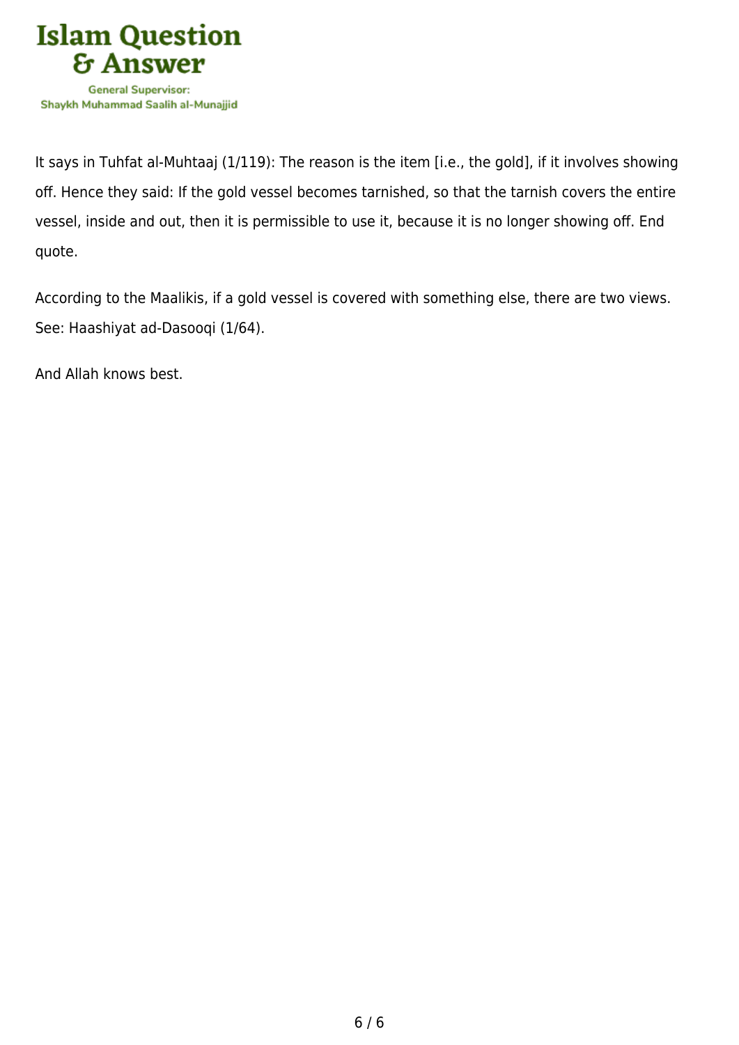It says in Tuhfat al-Muhtaaj (1/119): The reason is the item [i.e., the gold], if it involves showing off. Hence they said: If the gold vessel becomes tarnished, so that the tarnish covers the entire vessel, inside and out, then it is permissible to use it, because it is no longer showing off. End quote.

According to the Maalikis, if a gold vessel is covered with something else, there are two views. See: Haashiyat ad-Dasooqi (1/64).

And Allah knows best.